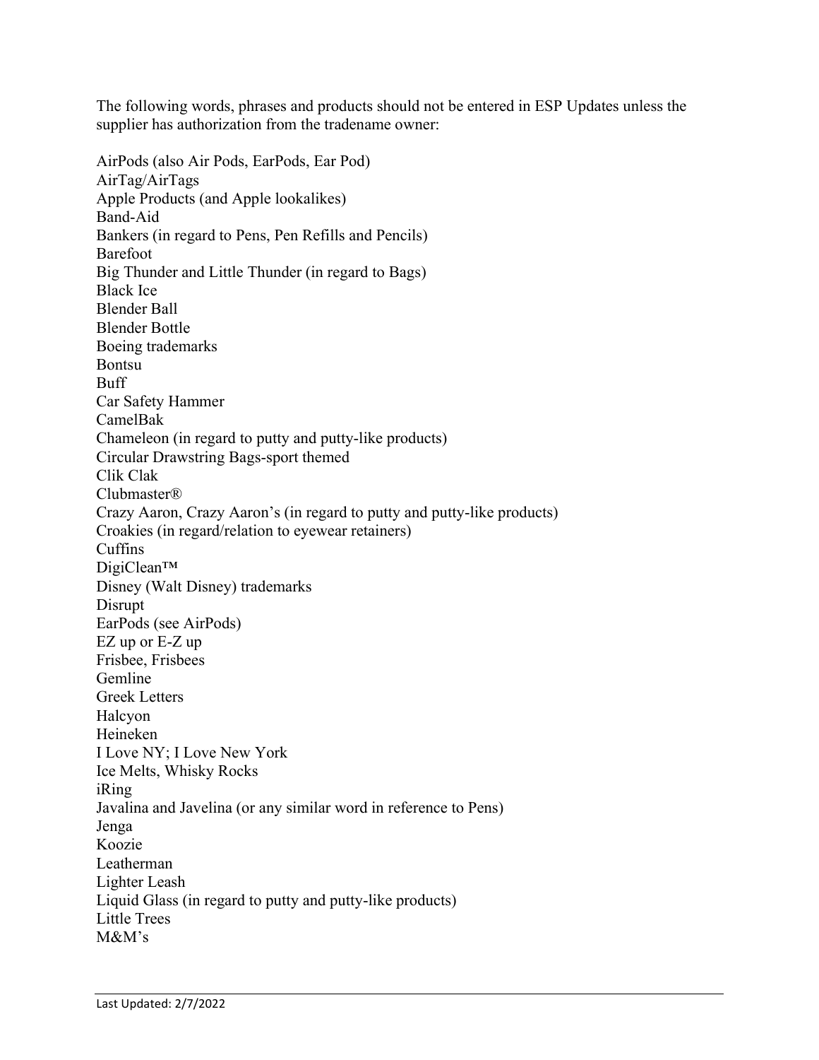The following words, phrases and products should not be entered in ESP Updates unless the supplier has authorization from the tradename owner:

AirPods (also Air Pods, EarPods, Ear Pod)
AirTag/AirTags
Apple Products (and Apple lookalikes)
Band-Aid
Bankers (in regard to Pens, Pen Refills and Pencils)
Barefoot
Big Thunder and Little Thunder (in regard to Bags)
Black Ice
Blender Ball
Blender Bottle
Boeing trademarks
Bontsu
Buff
Car Safety Hammer
CamelBak
Chameleon (in regard to putty and putty-like products)
Circular Drawstring Bags-sport themed
Clik Clak
Clubmaster®
Crazy Aaron, Crazy Aaron's (in regard to putty and putty-like products)
Croakies (in regard/relation to eyewear retainers)
Cuffins
DigiClean™
Disney (Walt Disney) trademarks
Disrupt
EarPods (see AirPods)
EZ up or E-Z up
Frisbee, Frisbees
Gemline
Greek Letters
Halcyon
Heineken
I Love NY; I Love New York
Ice Melts, Whisky Rocks
iRing
Javalina and Javelina (or any similar word in reference to Pens)
Jenga
Koozie
Leatherman
Lighter Leash
Liquid Glass (in regard to putty and putty-like products)
Little Trees
M&M's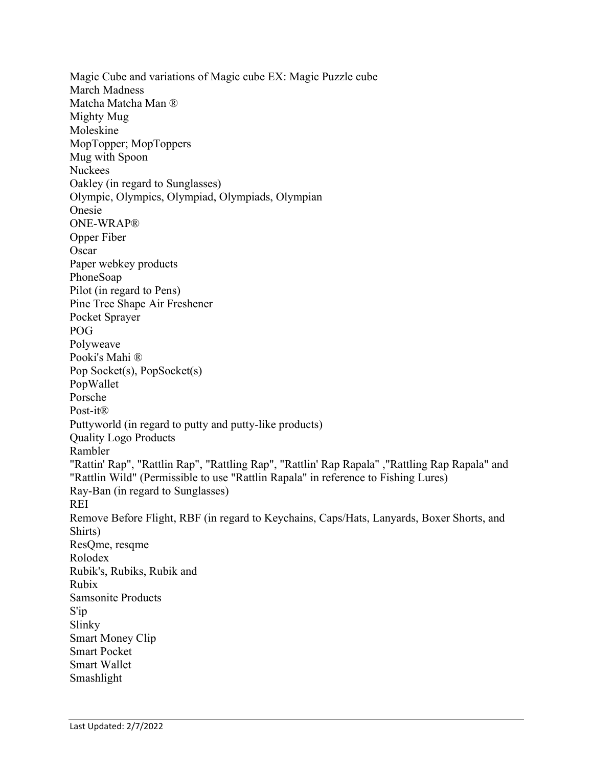Magic Cube and variations of Magic cube EX: Magic Puzzle cube
March Madness
Matcha Matcha Man ®
Mighty Mug
Moleskine
MopTopper; MopToppers
Mug with Spoon
Nuckees
Oakley (in regard to Sunglasses)
Olympic, Olympics, Olympiad, Olympiads, Olympian
Onesie
ONE-WRAP®
Opper Fiber
Oscar
Paper webkey products
PhoneSoap
Pilot (in regard to Pens)
Pine Tree Shape Air Freshener
Pocket Sprayer
POG
Polyweave
Pooki's Mahi ®
Pop Socket(s), PopSocket(s)
PopWallet
Porsche
Post-it®
Puttyworld (in regard to putty and putty-like products)
Quality Logo Products
Rambler
"Rattin' Rap", "Rattlin Rap", "Rattling Rap", "Rattlin' Rap Rapala" ,"Rattling Rap Rapala" and "Rattlin Wild" (Permissible to use "Rattlin Rapala" in reference to Fishing Lures)
Ray-Ban (in regard to Sunglasses)
REI
Remove Before Flight, RBF (in regard to Keychains, Caps/Hats, Lanyards, Boxer Shorts, and Shirts)
ResQme, resqme
Rolodex
Rubik's, Rubiks, Rubik and
Rubix
Samsonite Products
S'ip
Slinky
Smart Money Clip
Smart Pocket
Smart Wallet
Smashlight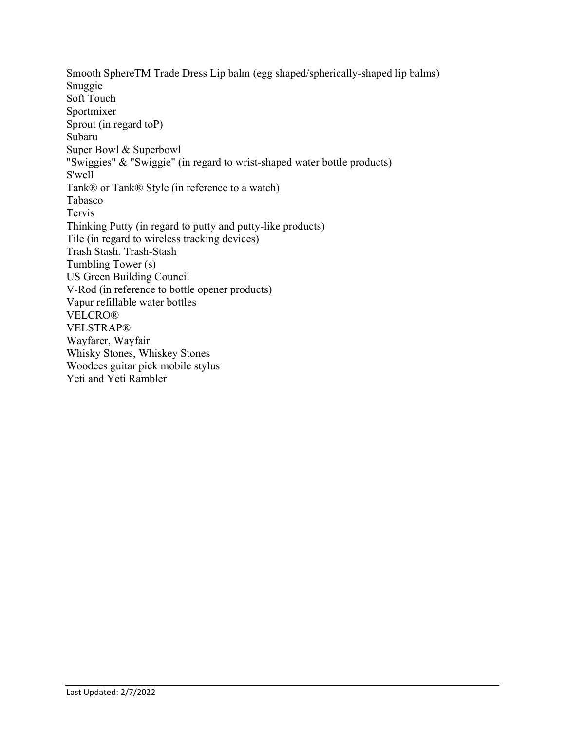Smooth SphereTM Trade Dress Lip balm (egg shaped/spherically-shaped lip balms)
Snuggie
Soft Touch
Sportmixer
Sprout (in regard toP)
Subaru
Super Bowl & Superbowl
"Swiggies" & "Swiggie" (in regard to wrist-shaped water bottle products)
S'well
Tank® or Tank® Style (in reference to a watch)
Tabasco
Tervis
Thinking Putty (in regard to putty and putty-like products)
Tile (in regard to wireless tracking devices)
Trash Stash, Trash-Stash
Tumbling Tower (s)
US Green Building Council
V-Rod (in reference to bottle opener products)
Vapur refillable water bottles
VELCRO®
VELSTRAP®
Wayfarer, Wayfair
Whisky Stones, Whiskey Stones
Woodees guitar pick mobile stylus
Yeti and Yeti Rambler